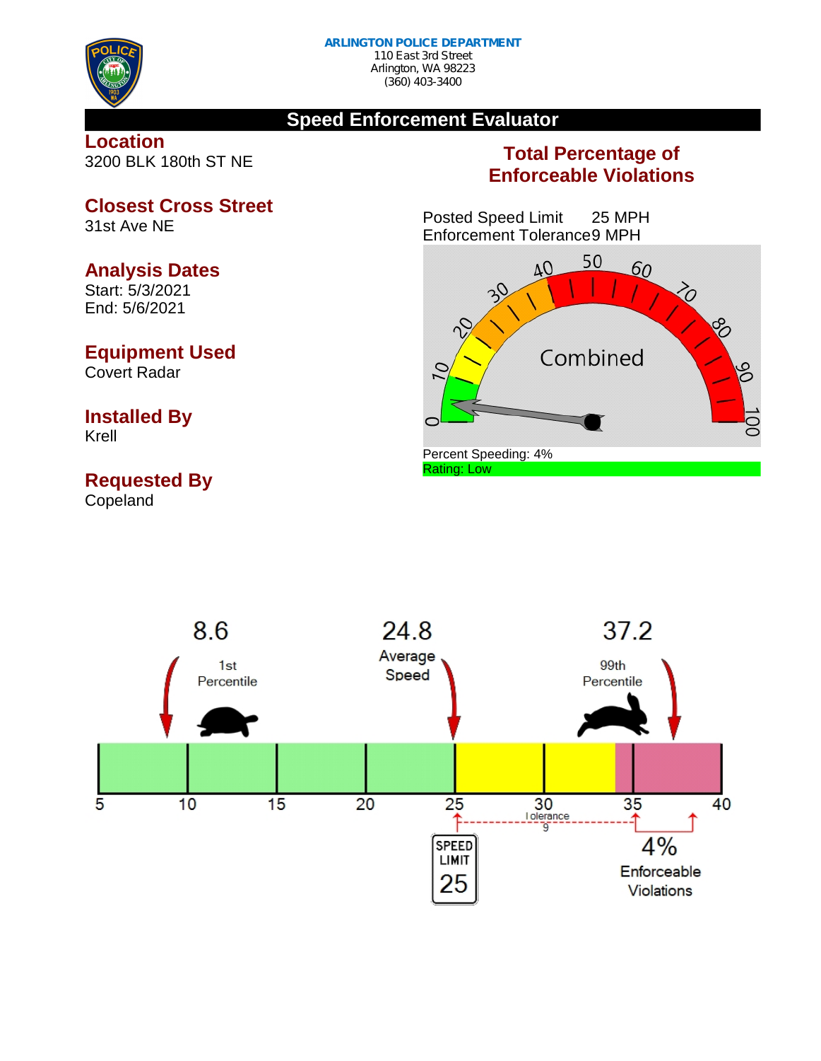**ARLINGTON POLICE DEPARTMENT**
110 East 3rd Street
Arlington, WA 98223
(360) 403-3400

# Speed Enforcement Evaluator

## Location
3200 BLK 180th ST NE

## Closest Cross Street
31st Ave NE

## Analysis Dates
Start: 5/3/2021
End: 5/6/2021

## Equipment Used
Covert Radar

## Installed By
Krell

## Requested By
Copeland

## Total Percentage of Enforceable Violations

Posted Speed Limit 25 MPH
Enforcement Tolerance 9 MPH

Combined

Percent Speeding: 4%
Rating: Low

8.6 — 1st Percentile

24.8 — Average Speed

37.2 — 99th Percentile

Tolerance 9

SPEED LIMIT 25

4% Enforceable Violations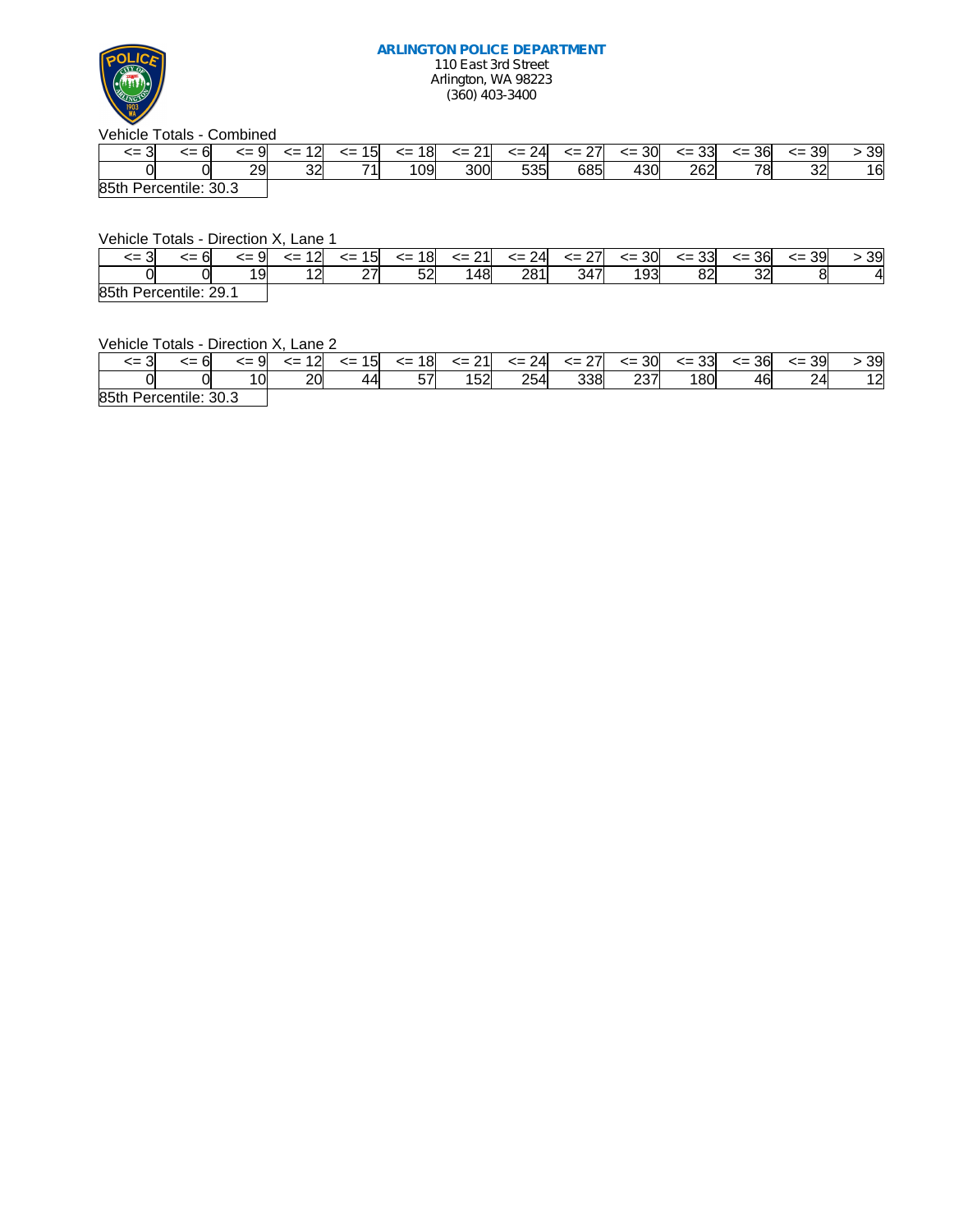**ARLINGTON POLICE DEPARTMENT**
110 East 3rd Street
Arlington, WA 98223
(360) 403-3400

Vehicle Totals - Combined

| <= 3 | <= 6 | <= 9 | <= 12 | <= 15 | <= 18 | <= 21 | <= 24 | <= 27 | <= 30 | <= 33 | <= 36 | <= 39 | > 39 |
|---|---|---|---|---|---|---|---|---|---|---|---|---|---|
| 0 | 0 | 29 | 32 | 71 | 109 | 300 | 535 | 685 | 430 | 262 | 78 | 32 | 16 |

85th Percentile: 30.3

Vehicle Totals - Direction X, Lane 1

| <= 3 | <= 6 | <= 9 | <= 12 | <= 15 | <= 18 | <= 21 | <= 24 | <= 27 | <= 30 | <= 33 | <= 36 | <= 39 | > 39 |
|---|---|---|---|---|---|---|---|---|---|---|---|---|---|
| 0 | 0 | 19 | 12 | 27 | 52 | 148 | 281 | 347 | 193 | 82 | 32 | 8 | 4 |

85th Percentile: 29.1

Vehicle Totals - Direction X, Lane 2

| <= 3 | <= 6 | <= 9 | <= 12 | <= 15 | <= 18 | <= 21 | <= 24 | <= 27 | <= 30 | <= 33 | <= 36 | <= 39 | > 39 |
|---|---|---|---|---|---|---|---|---|---|---|---|---|---|
| 0 | 0 | 10 | 20 | 44 | 57 | 152 | 254 | 338 | 237 | 180 | 46 | 24 | 12 |

85th Percentile: 30.3